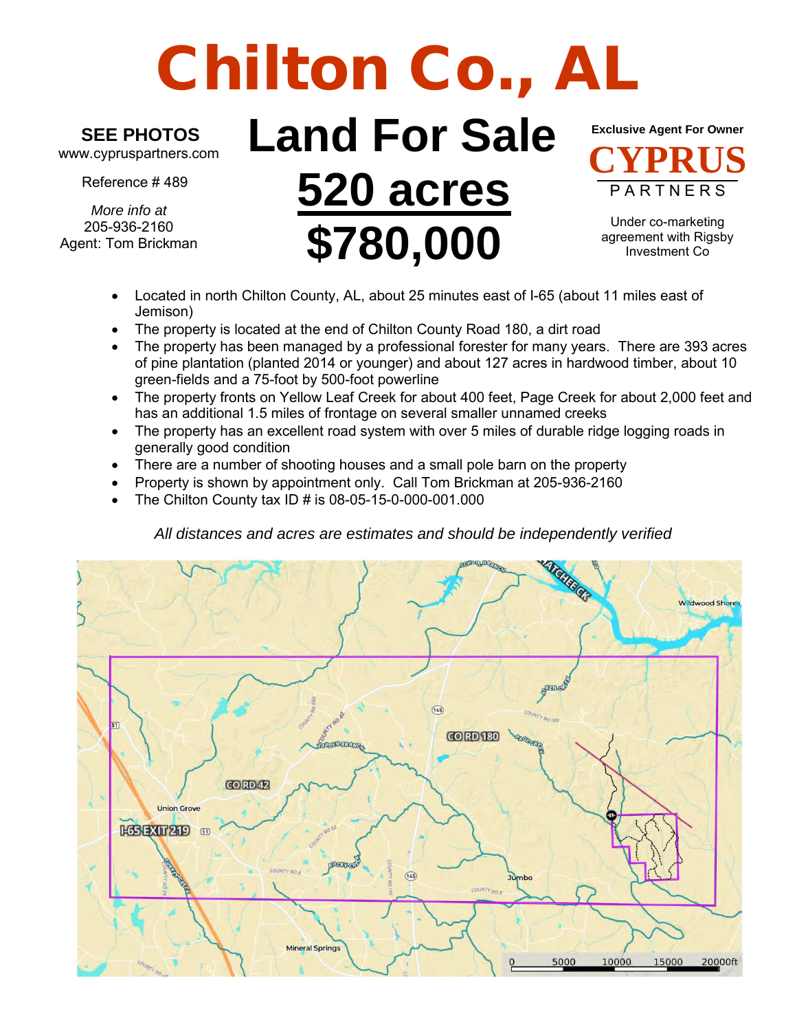# Chilton Co., AL

**SEE PHOTOS**
www.cypruspartners.com

Reference # 489

*More info at*
205-936-2160
Agent: Tom Brickman

# Land For Sale
# 520 acres
# $780,000

**Exclusive Agent For Owner**

**CYPRUS**
PARTNERS

Under co-marketing agreement with Rigsby Investment Co

- Located in north Chilton County, AL, about 25 minutes east of I-65 (about 11 miles east of Jemison)
- The property is located at the end of Chilton County Road 180, a dirt road
- The property has been managed by a professional forester for many years. There are 393 acres of pine plantation (planted 2014 or younger) and about 127 acres in hardwood timber, about 10 green-fields and a 75-foot by 500-foot powerline
- The property fronts on Yellow Leaf Creek for about 400 feet, Page Creek for about 2,000 feet and has an additional 1.5 miles of frontage on several smaller unnamed creeks
- The property has an excellent road system with over 5 miles of durable ridge logging roads in generally good condition
- There are a number of shooting houses and a small pole barn on the property
- Property is shown by appointment only. Call Tom Brickman at 205-936-2160
- The Chilton County tax ID # is 08-05-15-0-000-001.000

*All distances and acres are estimates and should be independently verified*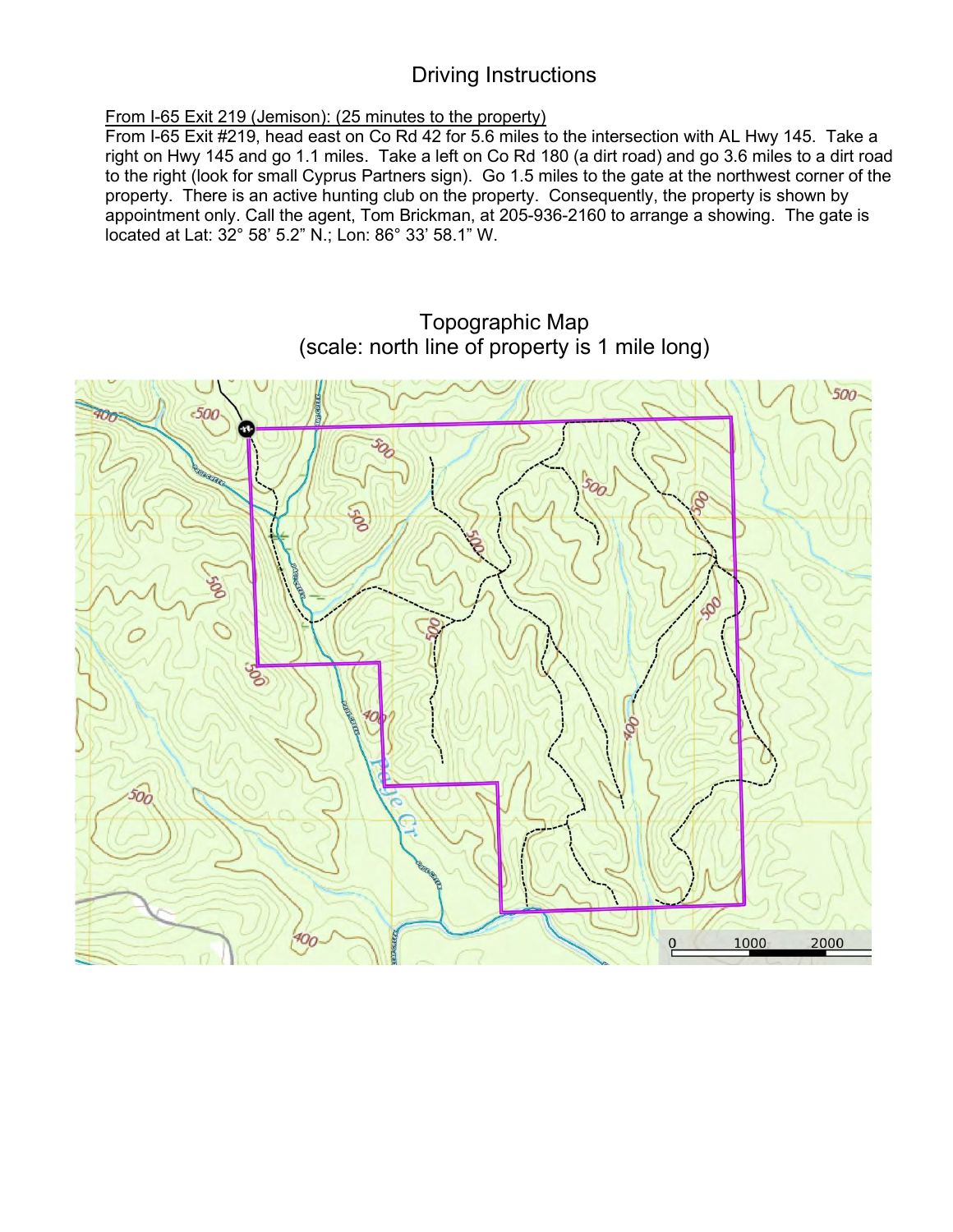# Driving Instructions

From I-65 Exit 219 (Jemison): (25 minutes to the property)

From I-65 Exit #219, head east on Co Rd 42 for 5.6 miles to the intersection with AL Hwy 145. Take a right on Hwy 145 and go 1.1 miles. Take a left on Co Rd 180 (a dirt road) and go 3.6 miles to a dirt road to the right (look for small Cyprus Partners sign). Go 1.5 miles to the gate at the northwest corner of the property. There is an active hunting club on the property. Consequently, the property is shown by appointment only. Call the agent, Tom Brickman, at 205-936-2160 to arrange a showing. The gate is located at Lat: 32° 58' 5.2" N.; Lon: 86° 33' 58.1" W.

## Topographic Map
(scale: north line of property is 1 mile long)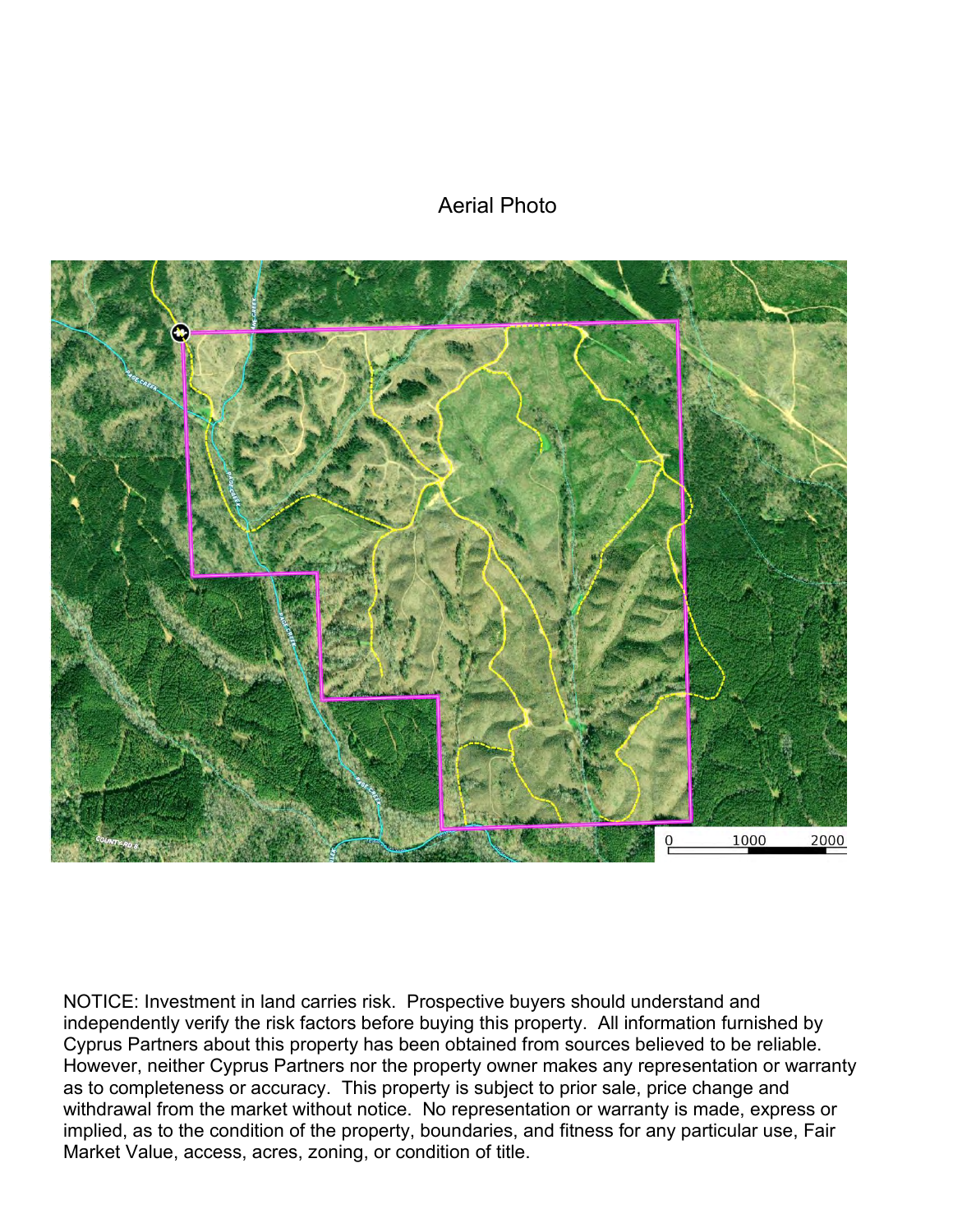Aerial Photo

COUNTY RD 8

PAGE CREEK

0 1000 2000

NOTICE: Investment in land carries risk. Prospective buyers should understand and independently verify the risk factors before buying this property. All information furnished by Cyprus Partners about this property has been obtained from sources believed to be reliable. However, neither Cyprus Partners nor the property owner makes any representation or warranty as to completeness or accuracy. This property is subject to prior sale, price change and withdrawal from the market without notice. No representation or warranty is made, express or implied, as to the condition of the property, boundaries, and fitness for any particular use, Fair Market Value, access, acres, zoning, or condition of title.